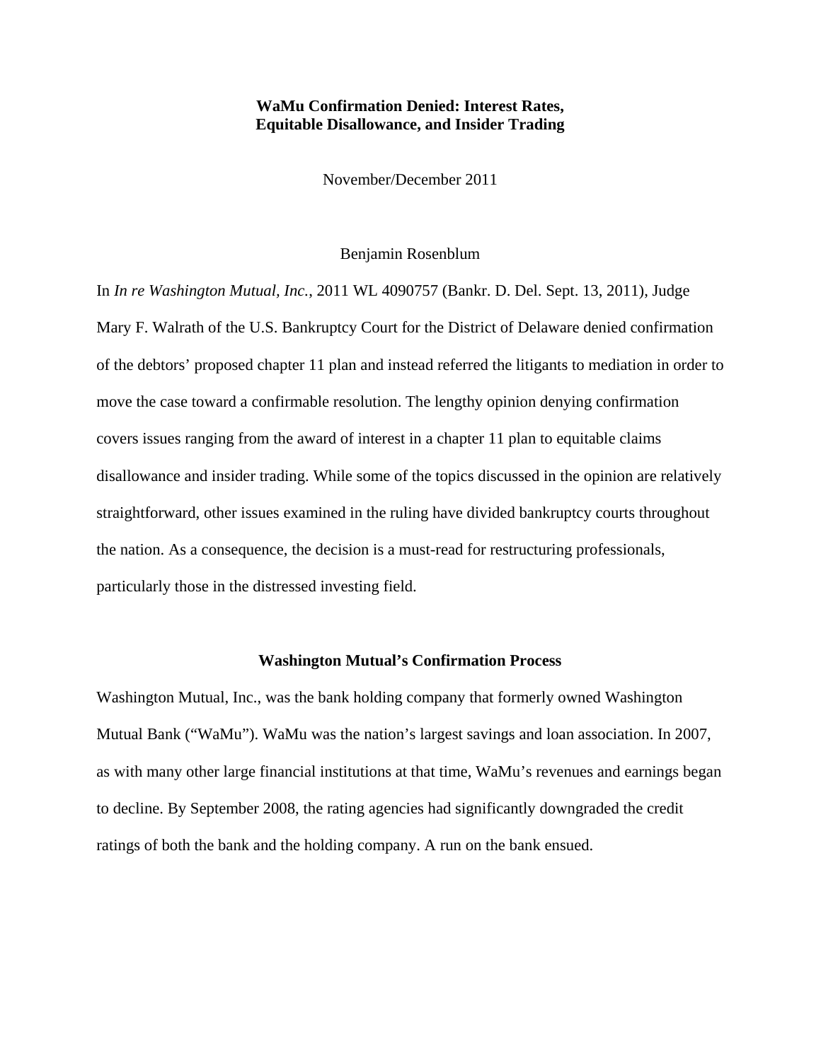# WaMu Confirmation Denied: Interest Rates, Equitable Disallowance, and Insider Trading

November/December 2011

Benjamin Rosenblum

In *In re Washington Mutual, Inc.*, 2011 WL 4090757 (Bankr. D. Del. Sept. 13, 2011), Judge Mary F. Walrath of the U.S. Bankruptcy Court for the District of Delaware denied confirmation of the debtors' proposed chapter 11 plan and instead referred the litigants to mediation in order to move the case toward a confirmable resolution. The lengthy opinion denying confirmation covers issues ranging from the award of interest in a chapter 11 plan to equitable claims disallowance and insider trading. While some of the topics discussed in the opinion are relatively straightforward, other issues examined in the ruling have divided bankruptcy courts throughout the nation. As a consequence, the decision is a must-read for restructuring professionals, particularly those in the distressed investing field.

## Washington Mutual's Confirmation Process

Washington Mutual, Inc., was the bank holding company that formerly owned Washington Mutual Bank ("WaMu"). WaMu was the nation's largest savings and loan association. In 2007, as with many other large financial institutions at that time, WaMu's revenues and earnings began to decline. By September 2008, the rating agencies had significantly downgraded the credit ratings of both the bank and the holding company. A run on the bank ensued.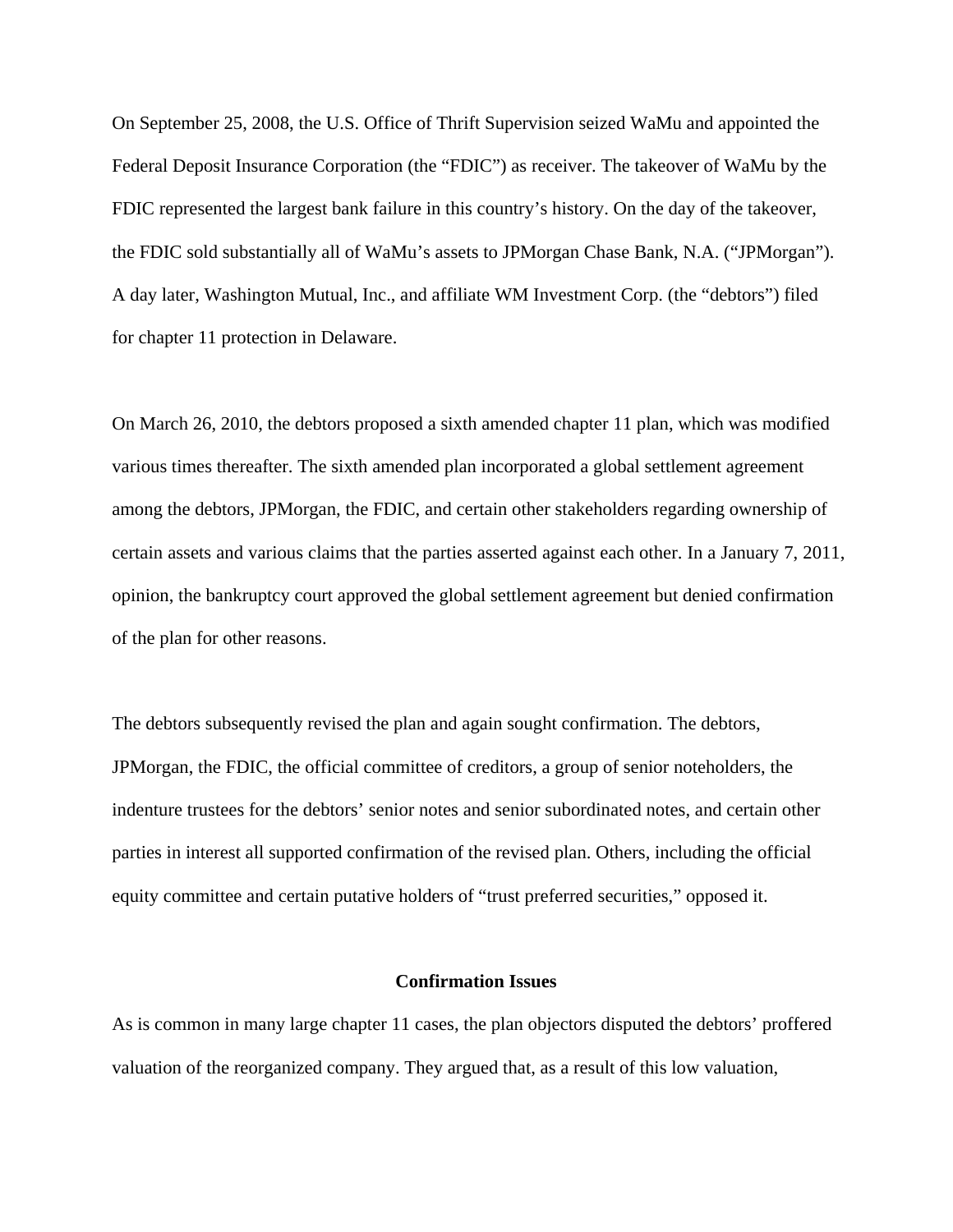On September 25, 2008, the U.S. Office of Thrift Supervision seized WaMu and appointed the Federal Deposit Insurance Corporation (the "FDIC") as receiver. The takeover of WaMu by the FDIC represented the largest bank failure in this country's history. On the day of the takeover, the FDIC sold substantially all of WaMu's assets to JPMorgan Chase Bank, N.A. ("JPMorgan"). A day later, Washington Mutual, Inc., and affiliate WM Investment Corp. (the "debtors") filed for chapter 11 protection in Delaware.

On March 26, 2010, the debtors proposed a sixth amended chapter 11 plan, which was modified various times thereafter. The sixth amended plan incorporated a global settlement agreement among the debtors, JPMorgan, the FDIC, and certain other stakeholders regarding ownership of certain assets and various claims that the parties asserted against each other. In a January 7, 2011, opinion, the bankruptcy court approved the global settlement agreement but denied confirmation of the plan for other reasons.

The debtors subsequently revised the plan and again sought confirmation. The debtors, JPMorgan, the FDIC, the official committee of creditors, a group of senior noteholders, the indenture trustees for the debtors' senior notes and senior subordinated notes, and certain other parties in interest all supported confirmation of the revised plan. Others, including the official equity committee and certain putative holders of "trust preferred securities," opposed it.

## Confirmation Issues

As is common in many large chapter 11 cases, the plan objectors disputed the debtors' proffered valuation of the reorganized company. They argued that, as a result of this low valuation,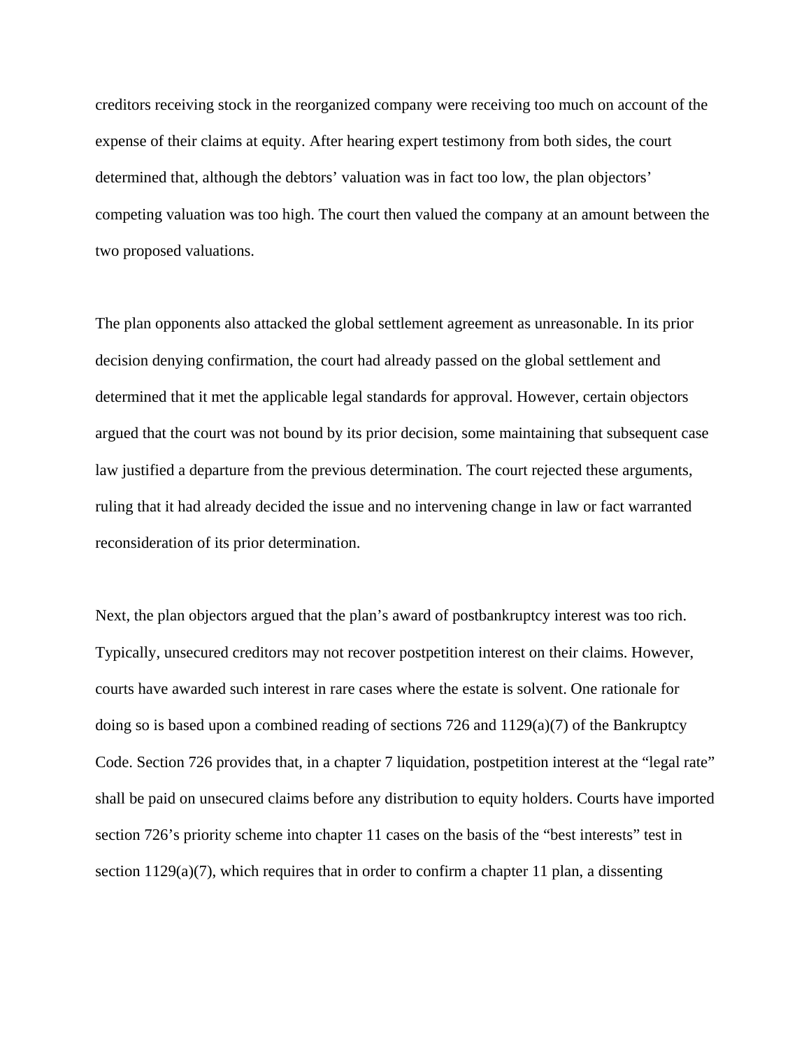creditors receiving stock in the reorganized company were receiving too much on account of the expense of their claims at equity. After hearing expert testimony from both sides, the court determined that, although the debtors' valuation was in fact too low, the plan objectors' competing valuation was too high. The court then valued the company at an amount between the two proposed valuations.

The plan opponents also attacked the global settlement agreement as unreasonable. In its prior decision denying confirmation, the court had already passed on the global settlement and determined that it met the applicable legal standards for approval. However, certain objectors argued that the court was not bound by its prior decision, some maintaining that subsequent case law justified a departure from the previous determination. The court rejected these arguments, ruling that it had already decided the issue and no intervening change in law or fact warranted reconsideration of its prior determination.

Next, the plan objectors argued that the plan's award of postbankruptcy interest was too rich. Typically, unsecured creditors may not recover postpetition interest on their claims. However, courts have awarded such interest in rare cases where the estate is solvent. One rationale for doing so is based upon a combined reading of sections 726 and 1129(a)(7) of the Bankruptcy Code. Section 726 provides that, in a chapter 7 liquidation, postpetition interest at the "legal rate" shall be paid on unsecured claims before any distribution to equity holders. Courts have imported section 726's priority scheme into chapter 11 cases on the basis of the "best interests" test in section 1129(a)(7), which requires that in order to confirm a chapter 11 plan, a dissenting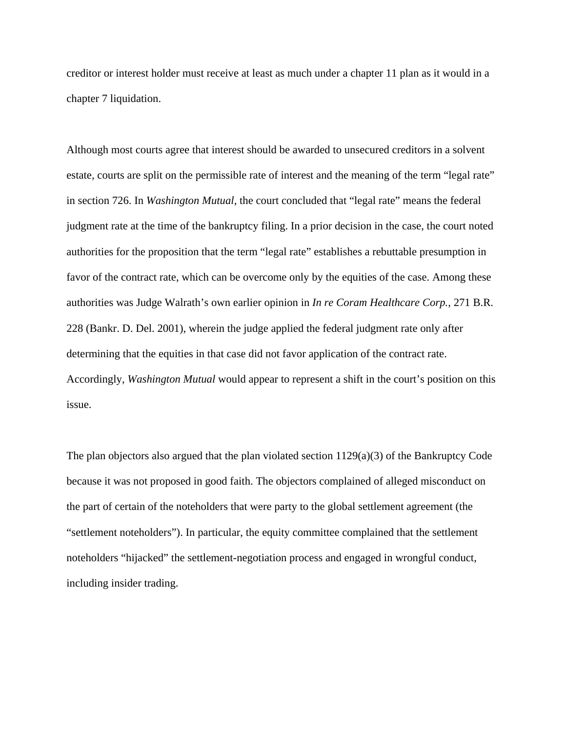creditor or interest holder must receive at least as much under a chapter 11 plan as it would in a chapter 7 liquidation.

Although most courts agree that interest should be awarded to unsecured creditors in a solvent estate, courts are split on the permissible rate of interest and the meaning of the term "legal rate" in section 726. In *Washington Mutual*, the court concluded that "legal rate" means the federal judgment rate at the time of the bankruptcy filing. In a prior decision in the case, the court noted authorities for the proposition that the term "legal rate" establishes a rebuttable presumption in favor of the contract rate, which can be overcome only by the equities of the case. Among these authorities was Judge Walrath's own earlier opinion in *In re Coram Healthcare Corp.*, 271 B.R. 228 (Bankr. D. Del. 2001), wherein the judge applied the federal judgment rate only after determining that the equities in that case did not favor application of the contract rate. Accordingly, *Washington Mutual* would appear to represent a shift in the court's position on this issue.

The plan objectors also argued that the plan violated section 1129(a)(3) of the Bankruptcy Code because it was not proposed in good faith. The objectors complained of alleged misconduct on the part of certain of the noteholders that were party to the global settlement agreement (the "settlement noteholders"). In particular, the equity committee complained that the settlement noteholders "hijacked" the settlement-negotiation process and engaged in wrongful conduct, including insider trading.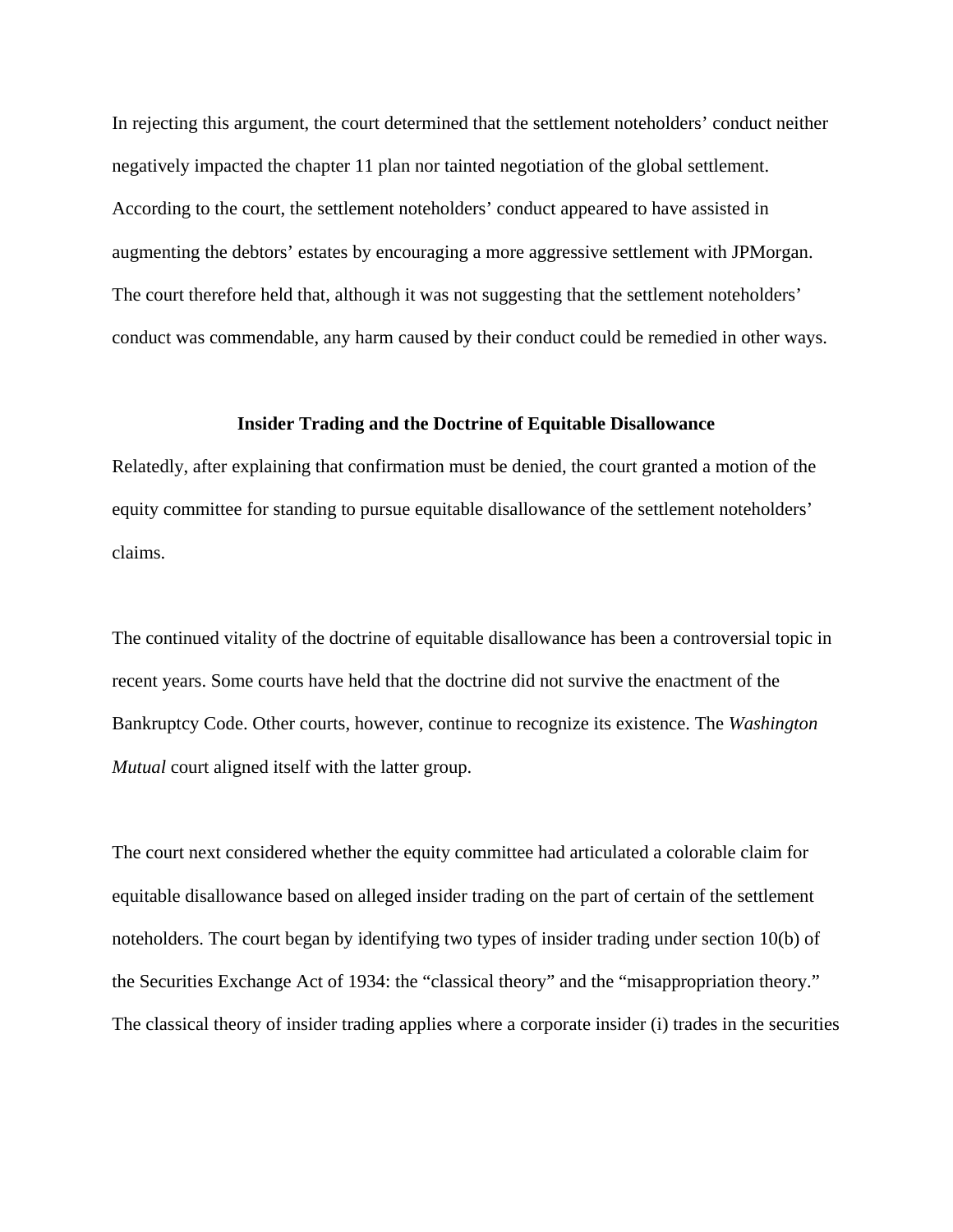In rejecting this argument, the court determined that the settlement noteholders' conduct neither negatively impacted the chapter 11 plan nor tainted negotiation of the global settlement. According to the court, the settlement noteholders' conduct appeared to have assisted in augmenting the debtors' estates by encouraging a more aggressive settlement with JPMorgan. The court therefore held that, although it was not suggesting that the settlement noteholders' conduct was commendable, any harm caused by their conduct could be remedied in other ways.

## Insider Trading and the Doctrine of Equitable Disallowance

Relatedly, after explaining that confirmation must be denied, the court granted a motion of the equity committee for standing to pursue equitable disallowance of the settlement noteholders' claims.

The continued vitality of the doctrine of equitable disallowance has been a controversial topic in recent years. Some courts have held that the doctrine did not survive the enactment of the Bankruptcy Code. Other courts, however, continue to recognize its existence. The *Washington Mutual* court aligned itself with the latter group.

The court next considered whether the equity committee had articulated a colorable claim for equitable disallowance based on alleged insider trading on the part of certain of the settlement noteholders. The court began by identifying two types of insider trading under section 10(b) of the Securities Exchange Act of 1934: the "classical theory" and the "misappropriation theory." The classical theory of insider trading applies where a corporate insider (i) trades in the securities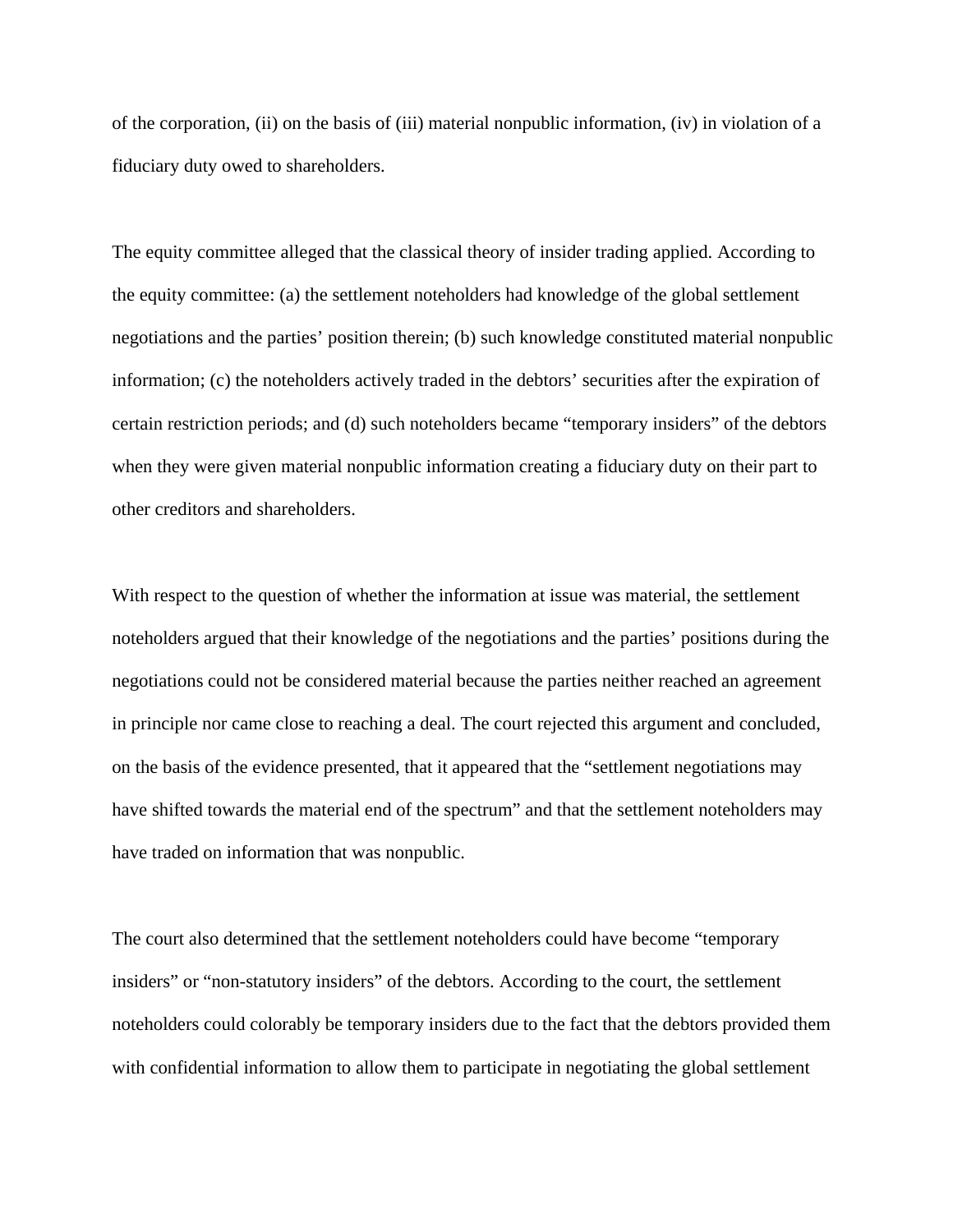of the corporation, (ii) on the basis of (iii) material nonpublic information, (iv) in violation of a fiduciary duty owed to shareholders.

The equity committee alleged that the classical theory of insider trading applied. According to the equity committee: (a) the settlement noteholders had knowledge of the global settlement negotiations and the parties' position therein; (b) such knowledge constituted material nonpublic information; (c) the noteholders actively traded in the debtors' securities after the expiration of certain restriction periods; and (d) such noteholders became "temporary insiders" of the debtors when they were given material nonpublic information creating a fiduciary duty on their part to other creditors and shareholders.

With respect to the question of whether the information at issue was material, the settlement noteholders argued that their knowledge of the negotiations and the parties' positions during the negotiations could not be considered material because the parties neither reached an agreement in principle nor came close to reaching a deal. The court rejected this argument and concluded, on the basis of the evidence presented, that it appeared that the "settlement negotiations may have shifted towards the material end of the spectrum" and that the settlement noteholders may have traded on information that was nonpublic.

The court also determined that the settlement noteholders could have become "temporary insiders" or "non-statutory insiders" of the debtors. According to the court, the settlement noteholders could colorably be temporary insiders due to the fact that the debtors provided them with confidential information to allow them to participate in negotiating the global settlement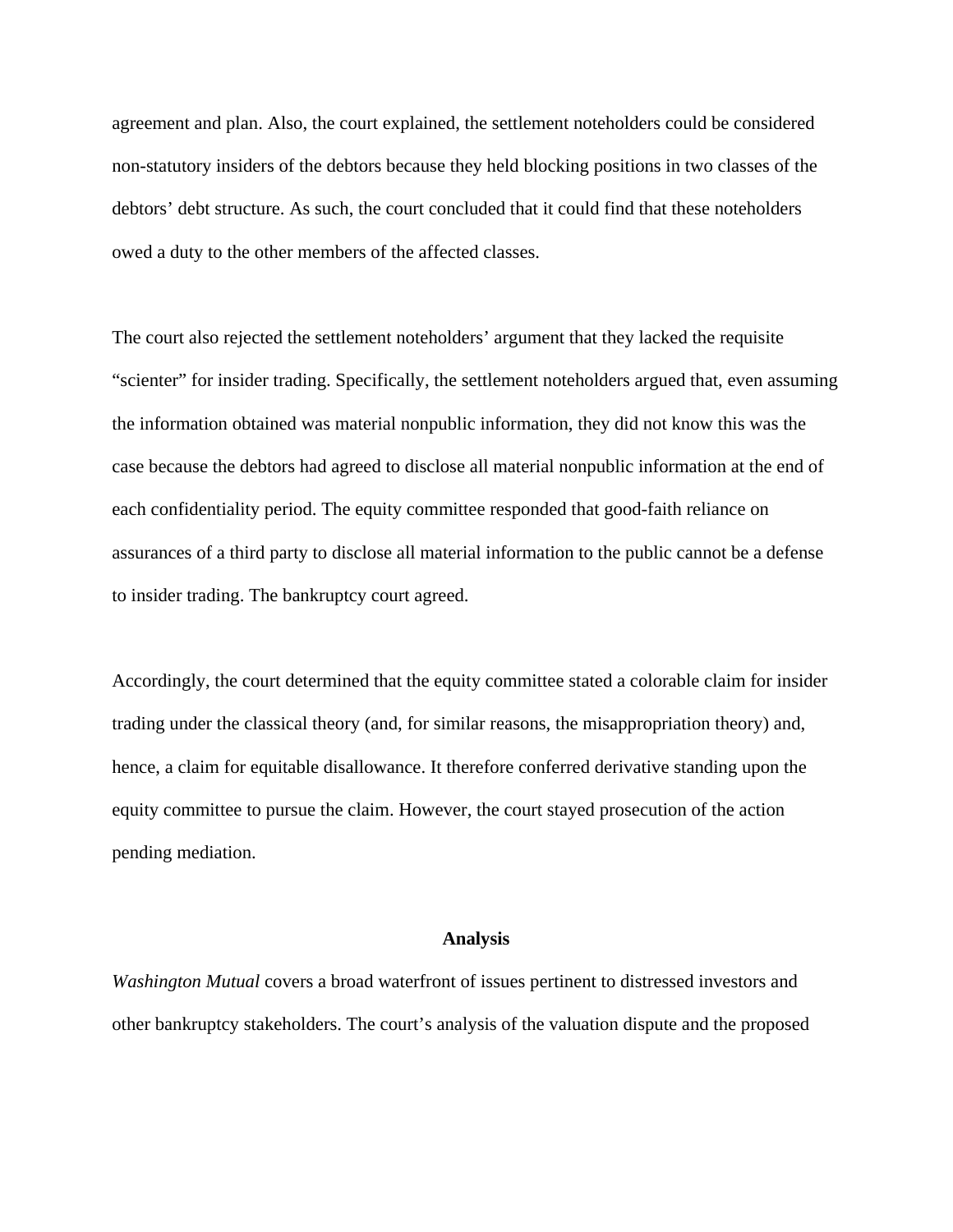agreement and plan. Also, the court explained, the settlement noteholders could be considered non-statutory insiders of the debtors because they held blocking positions in two classes of the debtors' debt structure. As such, the court concluded that it could find that these noteholders owed a duty to the other members of the affected classes.

The court also rejected the settlement noteholders' argument that they lacked the requisite "scienter" for insider trading. Specifically, the settlement noteholders argued that, even assuming the information obtained was material nonpublic information, they did not know this was the case because the debtors had agreed to disclose all material nonpublic information at the end of each confidentiality period. The equity committee responded that good-faith reliance on assurances of a third party to disclose all material information to the public cannot be a defense to insider trading. The bankruptcy court agreed.

Accordingly, the court determined that the equity committee stated a colorable claim for insider trading under the classical theory (and, for similar reasons, the misappropriation theory) and, hence, a claim for equitable disallowance. It therefore conferred derivative standing upon the equity committee to pursue the claim. However, the court stayed prosecution of the action pending mediation.

## Analysis

*Washington Mutual* covers a broad waterfront of issues pertinent to distressed investors and other bankruptcy stakeholders. The court's analysis of the valuation dispute and the proposed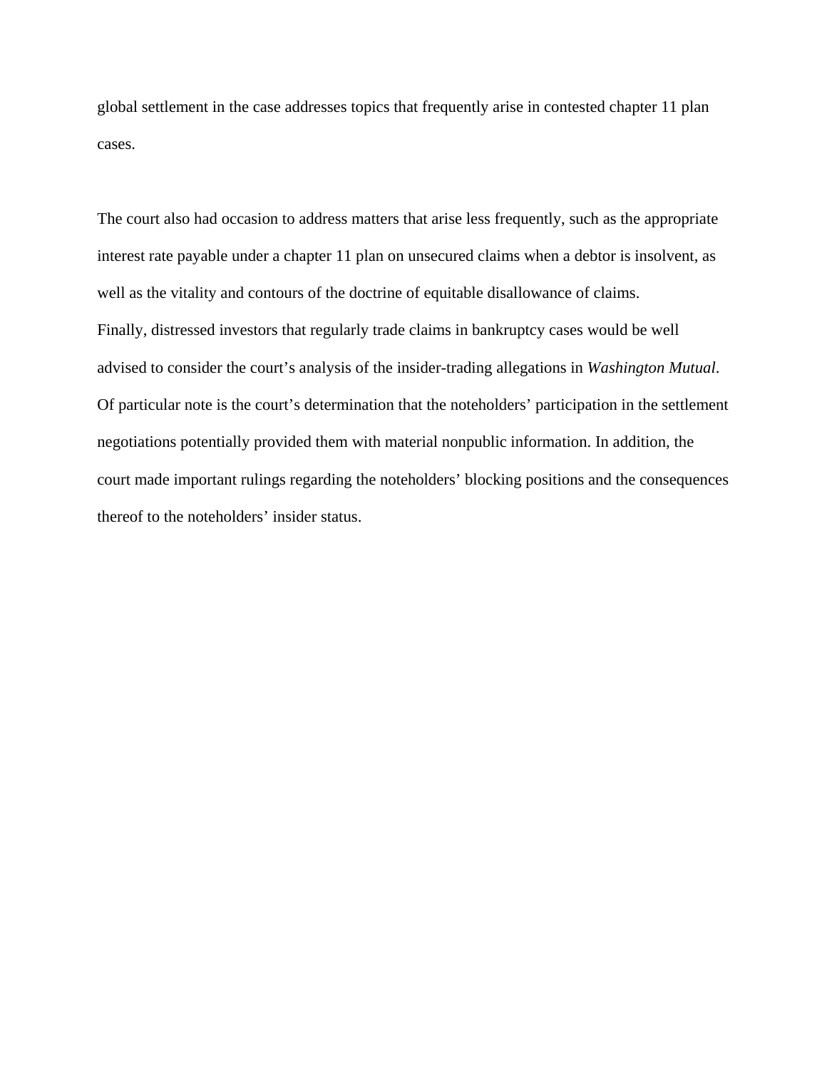global settlement in the case addresses topics that frequently arise in contested chapter 11 plan cases.

The court also had occasion to address matters that arise less frequently, such as the appropriate interest rate payable under a chapter 11 plan on unsecured claims when a debtor is insolvent, as well as the vitality and contours of the doctrine of equitable disallowance of claims.

Finally, distressed investors that regularly trade claims in bankruptcy cases would be well advised to consider the court's analysis of the insider-trading allegations in *Washington Mutual*. Of particular note is the court's determination that the noteholders' participation in the settlement negotiations potentially provided them with material nonpublic information. In addition, the court made important rulings regarding the noteholders' blocking positions and the consequences thereof to the noteholders' insider status.